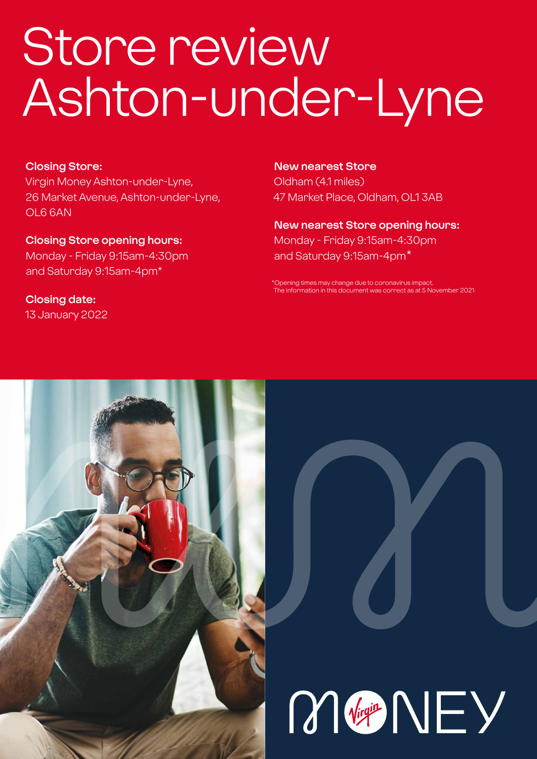# Store review Ashton-under-Lyne

**Closing Store:**
Virgin Money Ashton-under-Lyne, 26 Market Avenue, Ashton-under-Lyne, OL6 6AN

**Closing Store opening hours:**
Monday - Friday 9:15am-4:30pm and Saturday 9:15am-4pm*

**Closing date:**
13 January 2022

**New nearest Store**
Oldham (4.1 miles)
47 Market Place, Oldham, OL1 3AB

**New nearest Store opening hours:**
Monday - Friday 9:15am-4:30pm and Saturday 9:15am-4pm*

*Opening times may change due to coronavirus impact. The information in this document was correct as at 5 November 2021

MONEY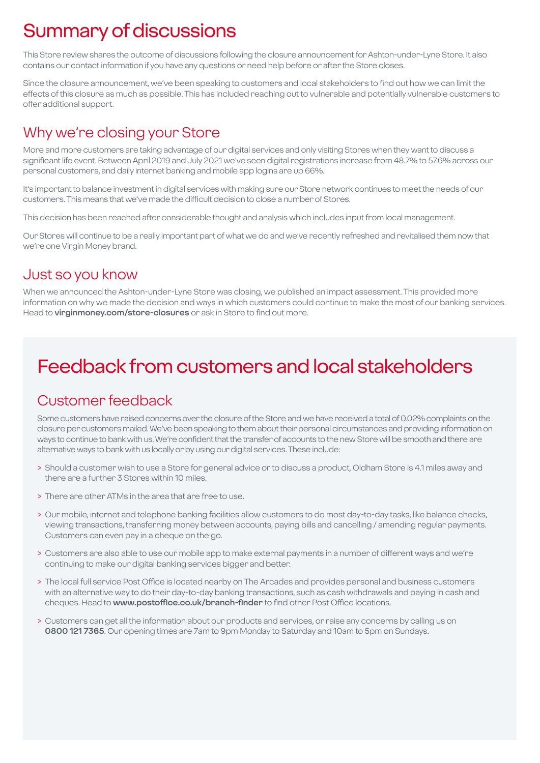# Summary of discussions

This Store review shares the outcome of discussions following the closure announcement for Ashton-under-Lyne Store. It also contains our contact information if you have any questions or need help before or after the Store closes.

Since the closure announcement, we've been speaking to customers and local stakeholders to find out how we can limit the effects of this closure as much as possible. This has included reaching out to vulnerable and potentially vulnerable customers to offer additional support.

## Why we're closing your Store

More and more customers are taking advantage of our digital services and only visiting Stores when they want to discuss a significant life event. Between April 2019 and July 2021 we've seen digital registrations increase from 48.7% to 57.6% across our personal customers, and daily internet banking and mobile app logins are up 66%.

It's important to balance investment in digital services with making sure our Store network continues to meet the needs of our customers. This means that we've made the difficult decision to close a number of Stores.

This decision has been reached after considerable thought and analysis which includes input from local management.

Our Stores will continue to be a really important part of what we do and we've recently refreshed and revitalised them now that we're one Virgin Money brand.

## Just so you know

When we announced the Ashton-under-Lyne Store was closing, we published an impact assessment. This provided more information on why we made the decision and ways in which customers could continue to make the most of our banking services. Head to **virginmoney.com/store-closures** or ask in Store to find out more.

# Feedback from customers and local stakeholders

## Customer feedback

Some customers have raised concerns over the closure of the Store and we have received a total of 0.02% complaints on the closure per customers mailed. We've been speaking to them about their personal circumstances and providing information on ways to continue to bank with us. We're confident that the transfer of accounts to the new Store will be smooth and there are alternative ways to bank with us locally or by using our digital services. These include:

> Should a customer wish to use a Store for general advice or to discuss a product, Oldham Store is 4.1 miles away and there are a further 3 Stores within 10 miles.

> There are other ATMs in the area that are free to use.

> Our mobile, internet and telephone banking facilities allow customers to do most day-to-day tasks, like balance checks, viewing transactions, transferring money between accounts, paying bills and cancelling / amending regular payments. Customers can even pay in a cheque on the go.

> Customers are also able to use our mobile app to make external payments in a number of different ways and we're continuing to make our digital banking services bigger and better.

> The local full service Post Office is located nearby on The Arcades and provides personal and business customers with an alternative way to do their day-to-day banking transactions, such as cash withdrawals and paying in cash and cheques. Head to **www.postoffice.co.uk/branch-finder** to find other Post Office locations.

> Customers can get all the information about our products and services, or raise any concerns by calling us on **0800 121 7365**. Our opening times are 7am to 9pm Monday to Saturday and 10am to 5pm on Sundays.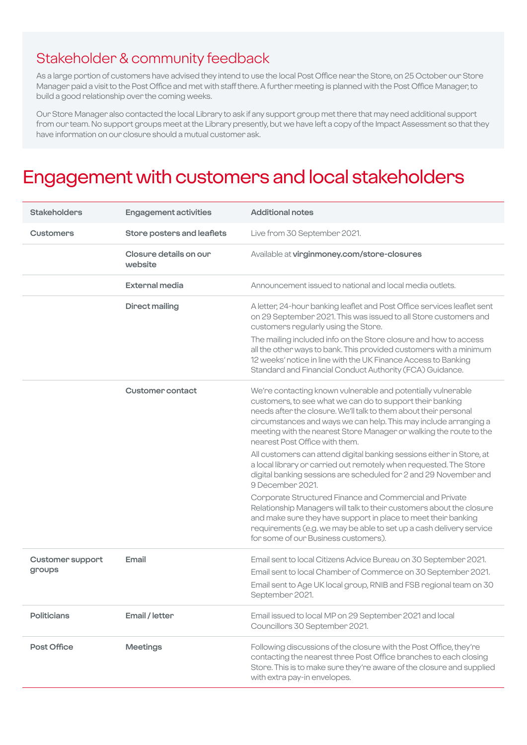## Stakeholder & community feedback

As a large portion of customers have advised they intend to use the local Post Office near the Store, on 25 October our Store Manager paid a visit to the Post Office and met with staff there. A further meeting is planned with the Post Office Manager, to build a good relationship over the coming weeks.

Our Store Manager also contacted the local Library to ask if any support group met there that may need additional support from our team. No support groups meet at the Library presently, but we have left a copy of the Impact Assessment so that they have information on our closure should a mutual customer ask.

# Engagement with customers and local stakeholders

| Stakeholders | Engagement activities | Additional notes |
|---|---|---|
| **Customers** | **Store posters and leaflets** | Live from 30 September 2021. |
| | **Closure details on our website** | Available at **virginmoney.com/store-closures** |
| | **External media** | Announcement issued to national and local media outlets. |
| | **Direct mailing** | A letter, 24-hour banking leaflet and Post Office services leaflet sent on 29 September 2021. This was issued to all Store customers and customers regularly using the Store.<br><br>The mailing included info on the Store closure and how to access all the other ways to bank. This provided customers with a minimum 12 weeks' notice in line with the UK Finance Access to Banking Standard and Financial Conduct Authority (FCA) Guidance. |
| | **Customer contact** | We're contacting known vulnerable and potentially vulnerable customers, to see what we can do to support their banking needs after the closure. We'll talk to them about their personal circumstances and ways we can help. This may include arranging a meeting with the nearest Store Manager or walking the route to the nearest Post Office with them.<br><br>All customers can attend digital banking sessions either in Store, at a local library or carried out remotely when requested. The Store digital banking sessions are scheduled for 2 and 29 November and 9 December 2021.<br><br>Corporate Structured Finance and Commercial and Private Relationship Managers will talk to their customers about the closure and make sure they have support in place to meet their banking requirements (e.g. we may be able to set up a cash delivery service for some of our Business customers). |
| **Customer support groups** | **Email** | Email sent to local Citizens Advice Bureau on 30 September 2021.<br><br>Email sent to local Chamber of Commerce on 30 September 2021.<br><br>Email sent to Age UK local group, RNIB and FSB regional team on 30 September 2021. |
| **Politicians** | **Email / letter** | Email issued to local MP on 29 September 2021 and local Councillors 30 September 2021. |
| **Post Office** | **Meetings** | Following discussions of the closure with the Post Office, they're contacting the nearest three Post Office branches to each closing Store. This is to make sure they're aware of the closure and supplied with extra pay-in envelopes. |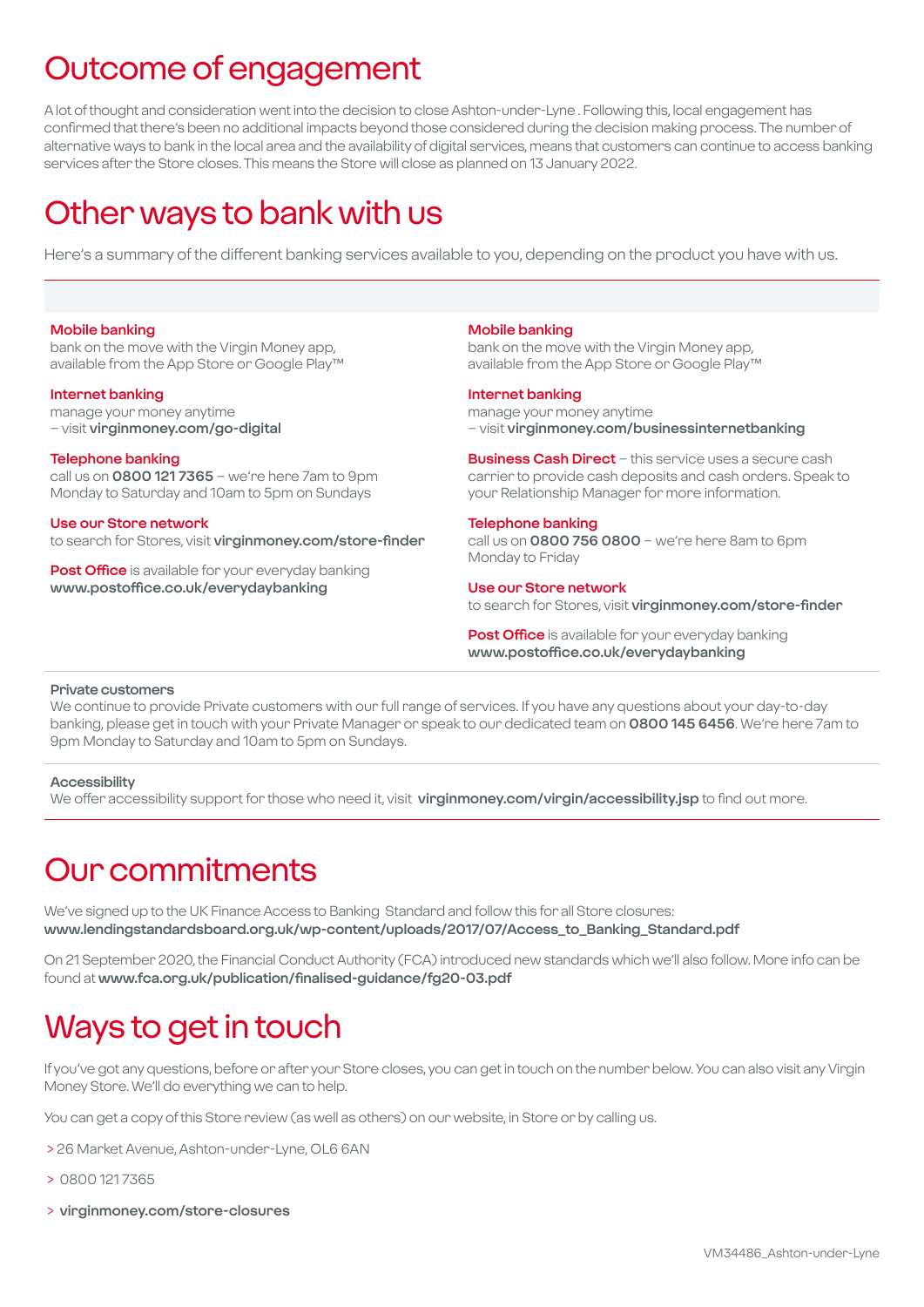# Outcome of engagement

A lot of thought and consideration went into the decision to close Ashton-under-Lyne . Following this, local engagement has confirmed that there's been no additional impacts beyond those considered during the decision making process. The number of alternative ways to bank in the local area and the availability of digital services, means that customers can continue to access banking services after the Store closes. This means the Store will close as planned on 13 January 2022.

# Other ways to bank with us

Here's a summary of the different banking services available to you, depending on the product you have with us.

**Mobile banking**
bank on the move with the Virgin Money app, available from the App Store or Google Play™

**Internet banking**
manage your money anytime – visit **virginmoney.com/go-digital**

**Telephone banking**
call us on **0800 121 7365** – we're here 7am to 9pm Monday to Saturday and 10am to 5pm on Sundays

**Use our Store network**
to search for Stores, visit **virginmoney.com/store-finder**

**Post Office** is available for your everyday banking **www.postoffice.co.uk/everydaybanking**

**Mobile banking**
bank on the move with the Virgin Money app, available from the App Store or Google Play™

**Internet banking**
manage your money anytime – visit **virginmoney.com/businessinternetbanking**

**Business Cash Direct** – this service uses a secure cash carrier to provide cash deposits and cash orders. Speak to your Relationship Manager for more information.

**Telephone banking**
call us on **0800 756 0800** – we're here 8am to 6pm Monday to Friday

**Use our Store network**
to search for Stores, visit **virginmoney.com/store-finder**

**Post Office** is available for your everyday banking **www.postoffice.co.uk/everydaybanking**

**Private customers**
We continue to provide Private customers with our full range of services. If you have any questions about your day-to-day banking, please get in touch with your Private Manager or speak to our dedicated team on **0800 145 6456**. We're here 7am to 9pm Monday to Saturday and 10am to 5pm on Sundays.

**Accessibility**
We offer accessibility support for those who need it, visit **virginmoney.com/virgin/accessibility.jsp** to find out more.

# Our commitments

We've signed up to the UK Finance Access to Banking Standard and follow this for all Store closures: **www.lendingstandardsboard.org.uk/wp-content/uploads/2017/07/Access_to_Banking_Standard.pdf**

On 21 September 2020, the Financial Conduct Authority (FCA) introduced new standards which we'll also follow. More info can be found at **www.fca.org.uk/publication/finalised-guidance/fg20-03.pdf**

# Ways to get in touch

If you've got any questions, before or after your Store closes, you can get in touch on the number below. You can also visit any Virgin Money Store. We'll do everything we can to help.

You can get a copy of this Store review (as well as others) on our website, in Store or by calling us.

> 26 Market Avenue, Ashton-under-Lyne, OL6 6AN

> 0800 121 7365

> **virginmoney.com/store-closures**

VM34486_Ashton-under-Lyne